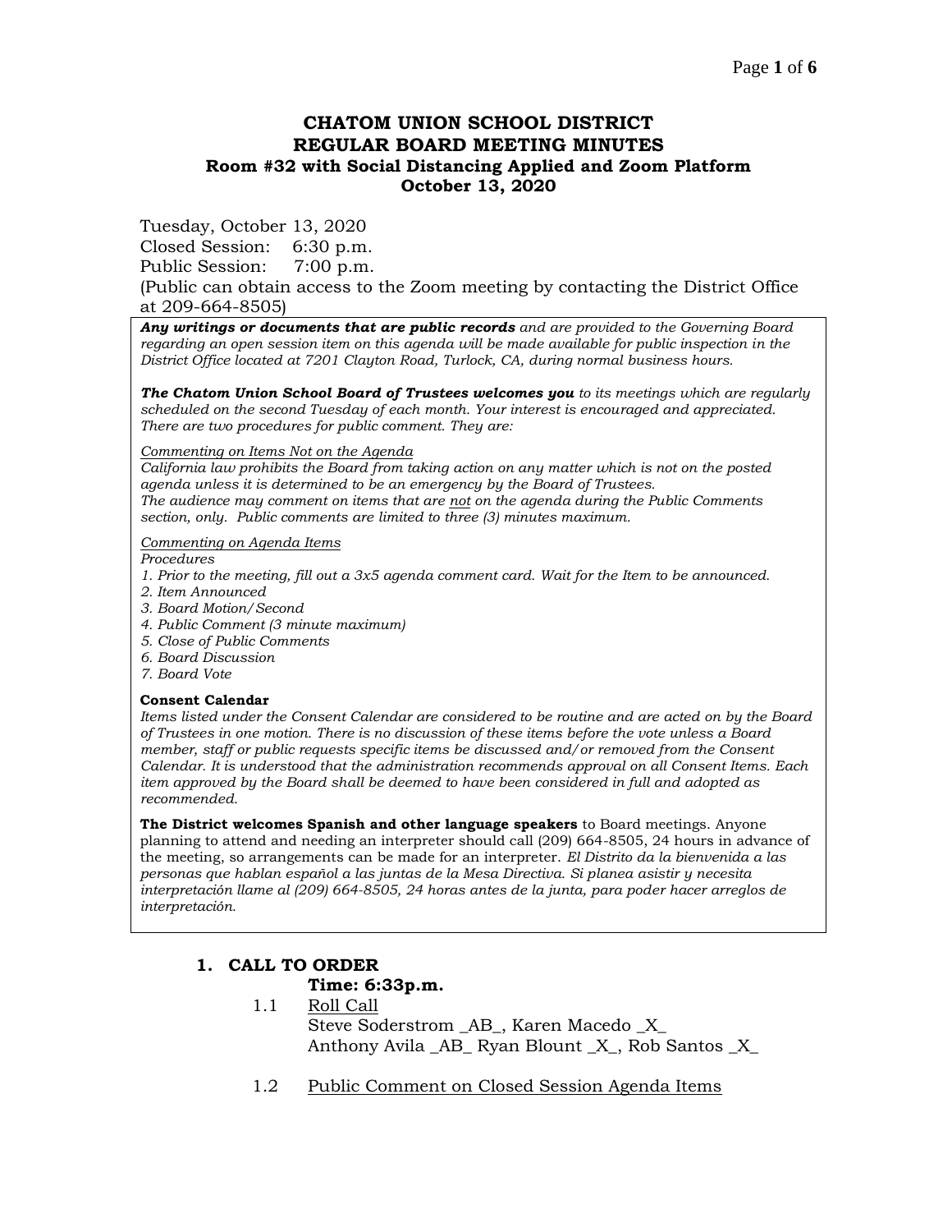# CHATOM UNION SCHOOL DISTRICT
# REGULAR BOARD MEETING MINUTES
### Room #32 with Social Distancing Applied and Zoom Platform
### October 13, 2020

Tuesday, October 13, 2020
Closed Session: 6:30 p.m.
Public Session: 7:00 p.m.
(Public can obtain access to the Zoom meeting by contacting the District Office at 209-664-8505)

***Any writings or documents that are public records*** *and are provided to the Governing Board regarding an open session item on this agenda will be made available for public inspection in the District Office located at 7201 Clayton Road, Turlock, CA, during normal business hours.*

***The Chatom Union School Board of Trustees welcomes you*** *to its meetings which are regularly scheduled on the second Tuesday of each month. Your interest is encouraged and appreciated. There are two procedures for public comment. They are:*

*Commenting on Items Not on the Agenda*
*California law prohibits the Board from taking action on any matter which is not on the posted agenda unless it is determined to be an emergency by the Board of Trustees.*
*The audience may comment on items that are not on the agenda during the Public Comments section, only. Public comments are limited to three (3) minutes maximum.*

*Commenting on Agenda Items*
*Procedures*
*1. Prior to the meeting, fill out a 3x5 agenda comment card. Wait for the Item to be announced.*
*2. Item Announced*
*3. Board Motion/Second*
*4. Public Comment (3 minute maximum)*
*5. Close of Public Comments*
*6. Board Discussion*
*7. Board Vote*

**Consent Calendar**
*Items listed under the Consent Calendar are considered to be routine and are acted on by the Board of Trustees in one motion. There is no discussion of these items before the vote unless a Board member, staff or public requests specific items be discussed and/or removed from the Consent Calendar. It is understood that the administration recommends approval on all Consent Items. Each item approved by the Board shall be deemed to have been considered in full and adopted as recommended.*

**The District welcomes Spanish and other language speakers** to Board meetings. Anyone planning to attend and needing an interpreter should call (209) 664-8505, 24 hours in advance of the meeting, so arrangements can be made for an interpreter. *El Distrito da la bienvenida a las personas que hablan español a las juntas de la Mesa Directiva. Si planea asistir y necesita interpretación llame al (209) 664-8505, 24 horas antes de la junta, para poder hacer arreglos de interpretación.*

## 1. CALL TO ORDER

**Time: 6:33p.m.**

1.1 Roll Call
Steve Soderstrom _AB_, Karen Macedo _X_
Anthony Avila _AB_ Ryan Blount _X_, Rob Santos _X_

1.2 Public Comment on Closed Session Agenda Items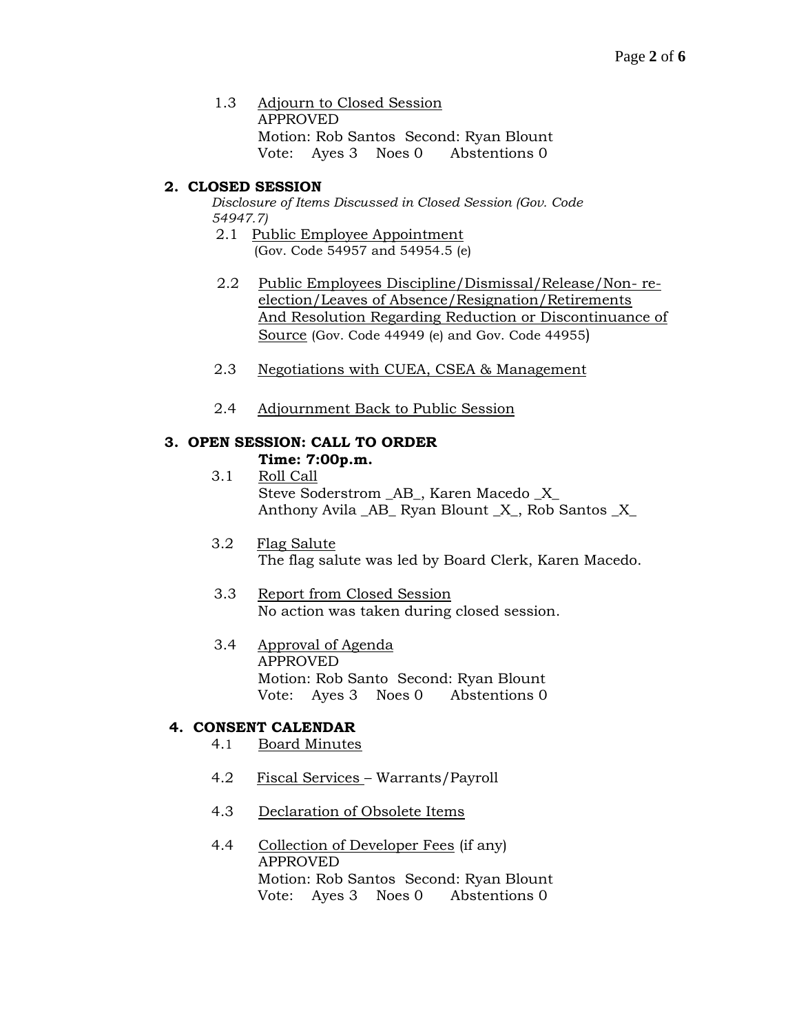1.3 Adjourn to Closed Session
APPROVED
Motion: Rob Santos Second: Ryan Blount
Vote: Ayes 3 Noes 0 Abstentions 0

## 2. CLOSED SESSION

*Disclosure of Items Discussed in Closed Session (Gov. Code 54947.7)*

2.1 Public Employee Appointment
(Gov. Code 54957 and 54954.5 (e)

2.2 Public Employees Discipline/Dismissal/Release/Non- re-election/Leaves of Absence/Resignation/Retirements And Resolution Regarding Reduction or Discontinuance of Source (Gov. Code 44949 (e) and Gov. Code 44955)

2.3 Negotiations with CUEA, CSEA & Management

2.4 Adjournment Back to Public Session

## 3. OPEN SESSION: CALL TO ORDER

**Time: 7:00p.m.**

3.1 Roll Call
Steve Soderstrom _AB_, Karen Macedo _X_
Anthony Avila _AB_ Ryan Blount _X_, Rob Santos _X_

3.2 Flag Salute
The flag salute was led by Board Clerk, Karen Macedo.

3.3 Report from Closed Session
No action was taken during closed session.

3.4 Approval of Agenda
APPROVED
Motion: Rob Santo Second: Ryan Blount
Vote: Ayes 3 Noes 0 Abstentions 0

## 4. CONSENT CALENDAR

4.1 Board Minutes

4.2 Fiscal Services – Warrants/Payroll

4.3 Declaration of Obsolete Items

4.4 Collection of Developer Fees (if any)
APPROVED
Motion: Rob Santos Second: Ryan Blount
Vote: Ayes 3 Noes 0 Abstentions 0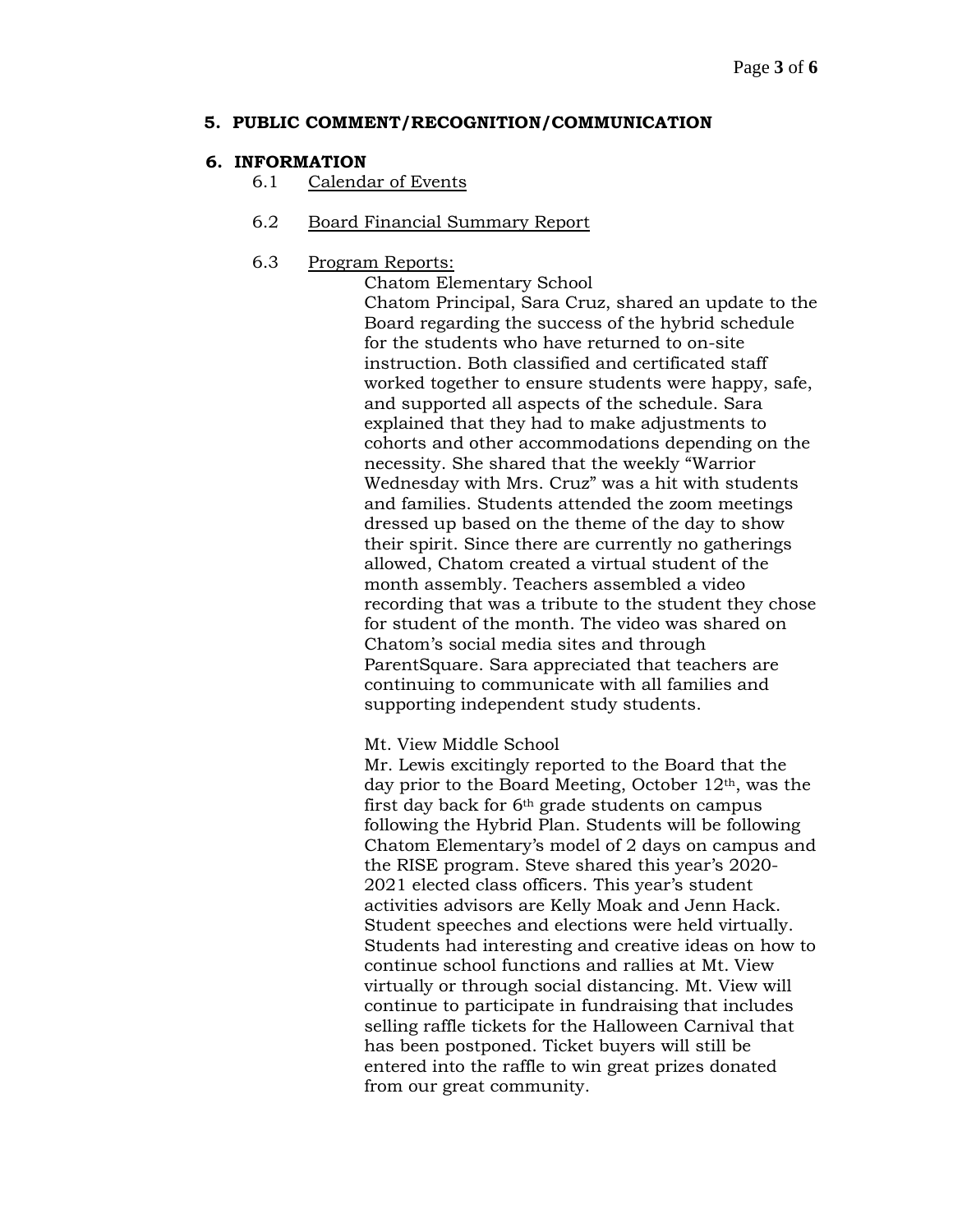**5. PUBLIC COMMENT/RECOGNITION/COMMUNICATION**

**6. INFORMATION**

6.1 Calendar of Events

6.2 Board Financial Summary Report

6.3 Program Reports:

Chatom Elementary School

Chatom Principal, Sara Cruz, shared an update to the Board regarding the success of the hybrid schedule for the students who have returned to on-site instruction. Both classified and certificated staff worked together to ensure students were happy, safe, and supported all aspects of the schedule. Sara explained that they had to make adjustments to cohorts and other accommodations depending on the necessity. She shared that the weekly "Warrior Wednesday with Mrs. Cruz" was a hit with students and families. Students attended the zoom meetings dressed up based on the theme of the day to show their spirit. Since there are currently no gatherings allowed, Chatom created a virtual student of the month assembly. Teachers assembled a video recording that was a tribute to the student they chose for student of the month. The video was shared on Chatom's social media sites and through ParentSquare. Sara appreciated that teachers are continuing to communicate with all families and supporting independent study students.

Mt. View Middle School

Mr. Lewis excitingly reported to the Board that the day prior to the Board Meeting, October 12th, was the first day back for 6th grade students on campus following the Hybrid Plan. Students will be following Chatom Elementary's model of 2 days on campus and the RISE program. Steve shared this year's 2020-2021 elected class officers. This year's student activities advisors are Kelly Moak and Jenn Hack. Student speeches and elections were held virtually. Students had interesting and creative ideas on how to continue school functions and rallies at Mt. View virtually or through social distancing. Mt. View will continue to participate in fundraising that includes selling raffle tickets for the Halloween Carnival that has been postponed. Ticket buyers will still be entered into the raffle to win great prizes donated from our great community.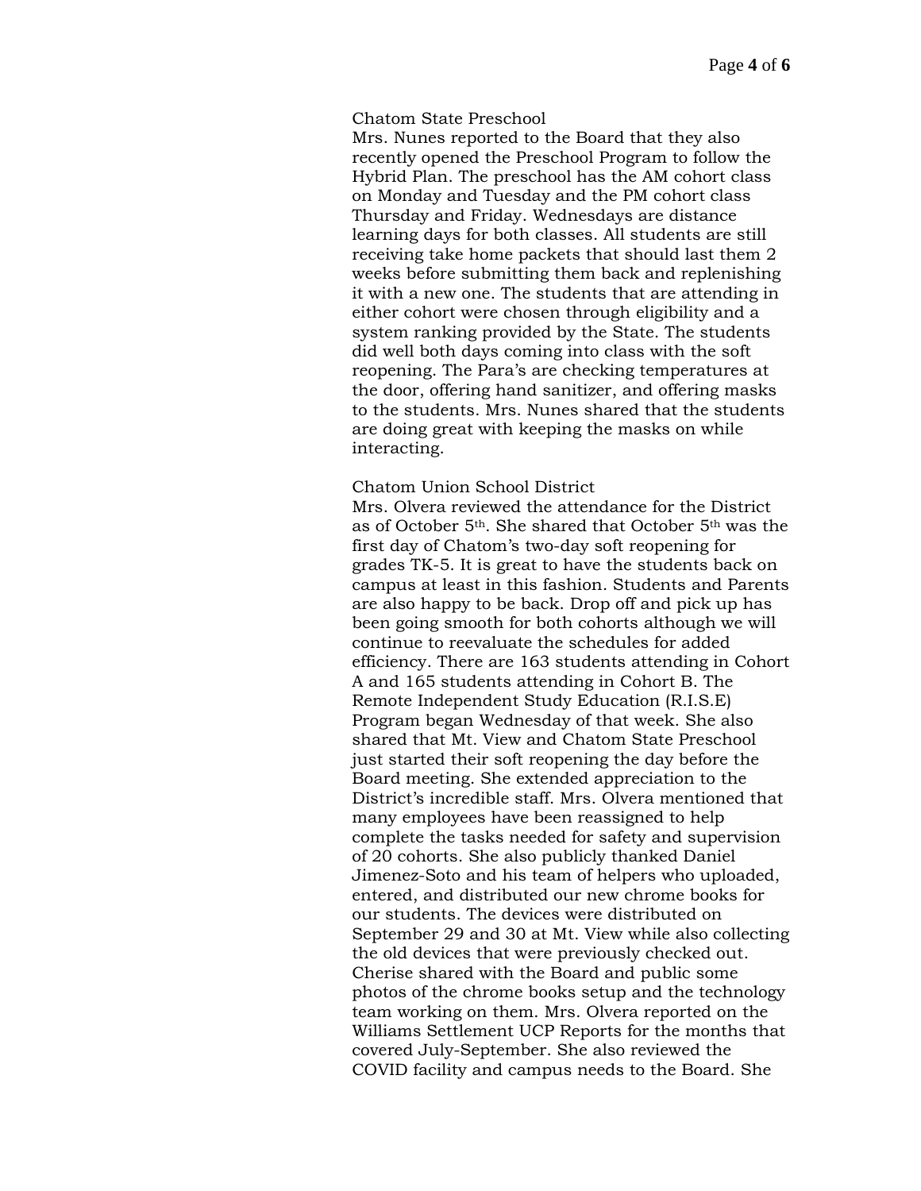Chatom State Preschool

Mrs. Nunes reported to the Board that they also recently opened the Preschool Program to follow the Hybrid Plan. The preschool has the AM cohort class on Monday and Tuesday and the PM cohort class Thursday and Friday. Wednesdays are distance learning days for both classes. All students are still receiving take home packets that should last them 2 weeks before submitting them back and replenishing it with a new one. The students that are attending in either cohort were chosen through eligibility and a system ranking provided by the State. The students did well both days coming into class with the soft reopening. The Para's are checking temperatures at the door, offering hand sanitizer, and offering masks to the students. Mrs. Nunes shared that the students are doing great with keeping the masks on while interacting.

Chatom Union School District

Mrs. Olvera reviewed the attendance for the District as of October 5th. She shared that October 5th was the first day of Chatom's two-day soft reopening for grades TK-5. It is great to have the students back on campus at least in this fashion. Students and Parents are also happy to be back. Drop off and pick up has been going smooth for both cohorts although we will continue to reevaluate the schedules for added efficiency. There are 163 students attending in Cohort A and 165 students attending in Cohort B. The Remote Independent Study Education (R.I.S.E) Program began Wednesday of that week. She also shared that Mt. View and Chatom State Preschool just started their soft reopening the day before the Board meeting. She extended appreciation to the District's incredible staff. Mrs. Olvera mentioned that many employees have been reassigned to help complete the tasks needed for safety and supervision of 20 cohorts. She also publicly thanked Daniel Jimenez-Soto and his team of helpers who uploaded, entered, and distributed our new chrome books for our students. The devices were distributed on September 29 and 30 at Mt. View while also collecting the old devices that were previously checked out. Cherise shared with the Board and public some photos of the chrome books setup and the technology team working on them. Mrs. Olvera reported on the Williams Settlement UCP Reports for the months that covered July-September. She also reviewed the COVID facility and campus needs to the Board. She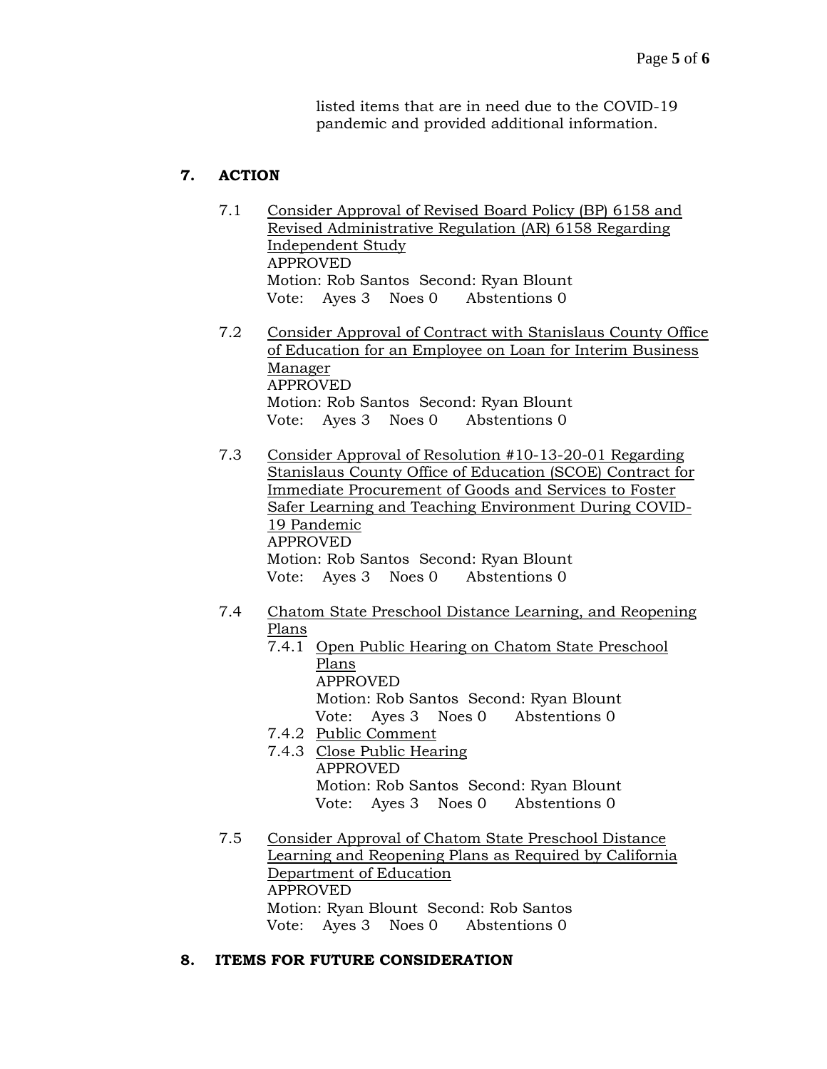listed items that are in need due to the COVID-19 pandemic and provided additional information.

## 7. ACTION

7.1 Consider Approval of Revised Board Policy (BP) 6158 and Revised Administrative Regulation (AR) 6158 Regarding Independent Study
APPROVED
Motion: Rob Santos Second: Ryan Blount
Vote: Ayes 3 Noes 0 Abstentions 0

7.2 Consider Approval of Contract with Stanislaus County Office of Education for an Employee on Loan for Interim Business Manager
APPROVED
Motion: Rob Santos Second: Ryan Blount
Vote: Ayes 3 Noes 0 Abstentions 0

7.3 Consider Approval of Resolution #10-13-20-01 Regarding Stanislaus County Office of Education (SCOE) Contract for Immediate Procurement of Goods and Services to Foster Safer Learning and Teaching Environment During COVID-19 Pandemic
APPROVED
Motion: Rob Santos Second: Ryan Blount
Vote: Ayes 3 Noes 0 Abstentions 0

7.4 Chatom State Preschool Distance Learning, and Reopening Plans

7.4.1 Open Public Hearing on Chatom State Preschool Plans
APPROVED
Motion: Rob Santos Second: Ryan Blount
Vote: Ayes 3 Noes 0 Abstentions 0

7.4.2 Public Comment

7.4.3 Close Public Hearing
APPROVED
Motion: Rob Santos Second: Ryan Blount
Vote: Ayes 3 Noes 0 Abstentions 0

7.5 Consider Approval of Chatom State Preschool Distance Learning and Reopening Plans as Required by California Department of Education
APPROVED
Motion: Ryan Blount Second: Rob Santos
Vote: Ayes 3 Noes 0 Abstentions 0

## 8. ITEMS FOR FUTURE CONSIDERATION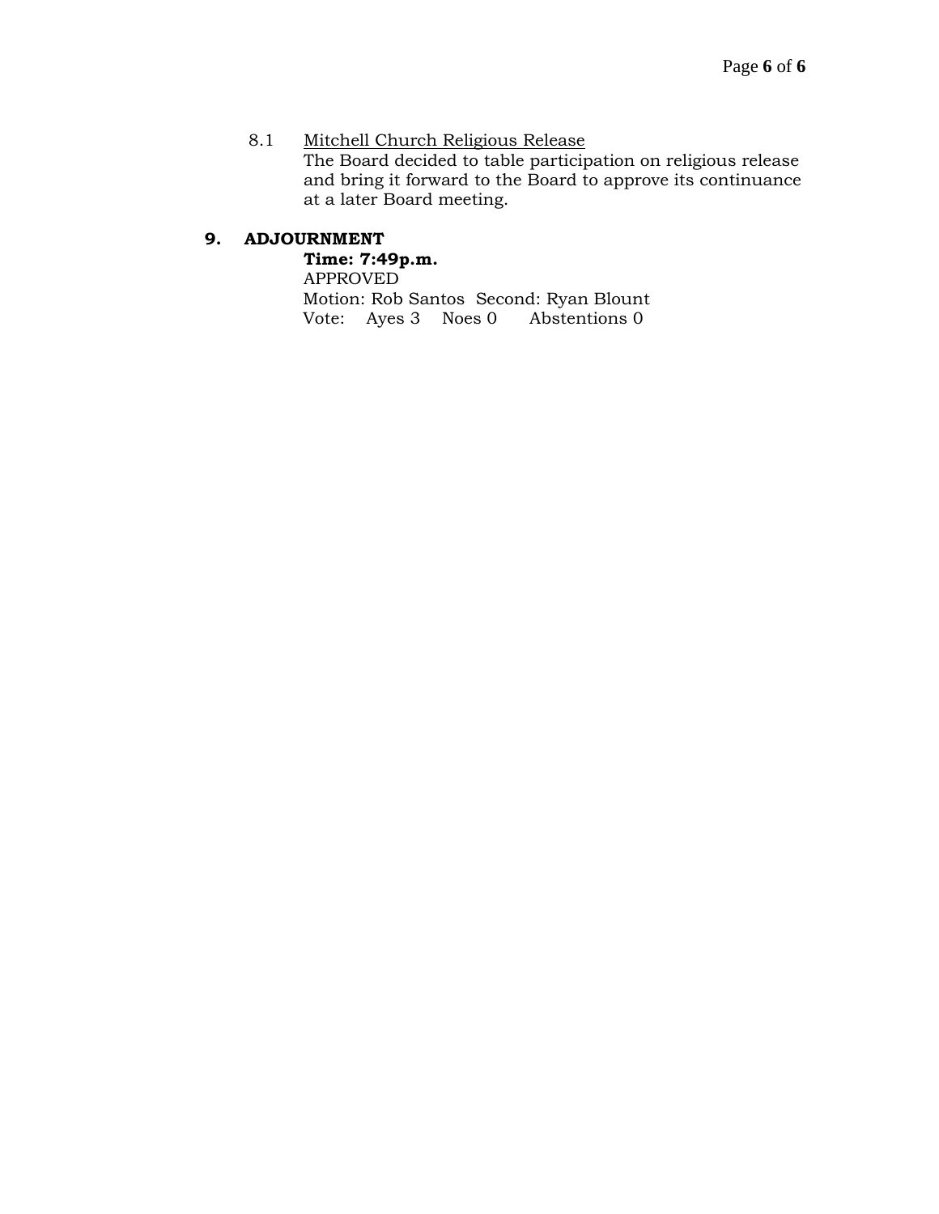8.1 Mitchell Church Religious Release

The Board decided to table participation on religious release and bring it forward to the Board to approve its continuance at a later Board meeting.

## 9. ADJOURNMENT

**Time: 7:49p.m.**

APPROVED

Motion: Rob Santos Second: Ryan Blount

Vote: Ayes 3 Noes 0 Abstentions 0